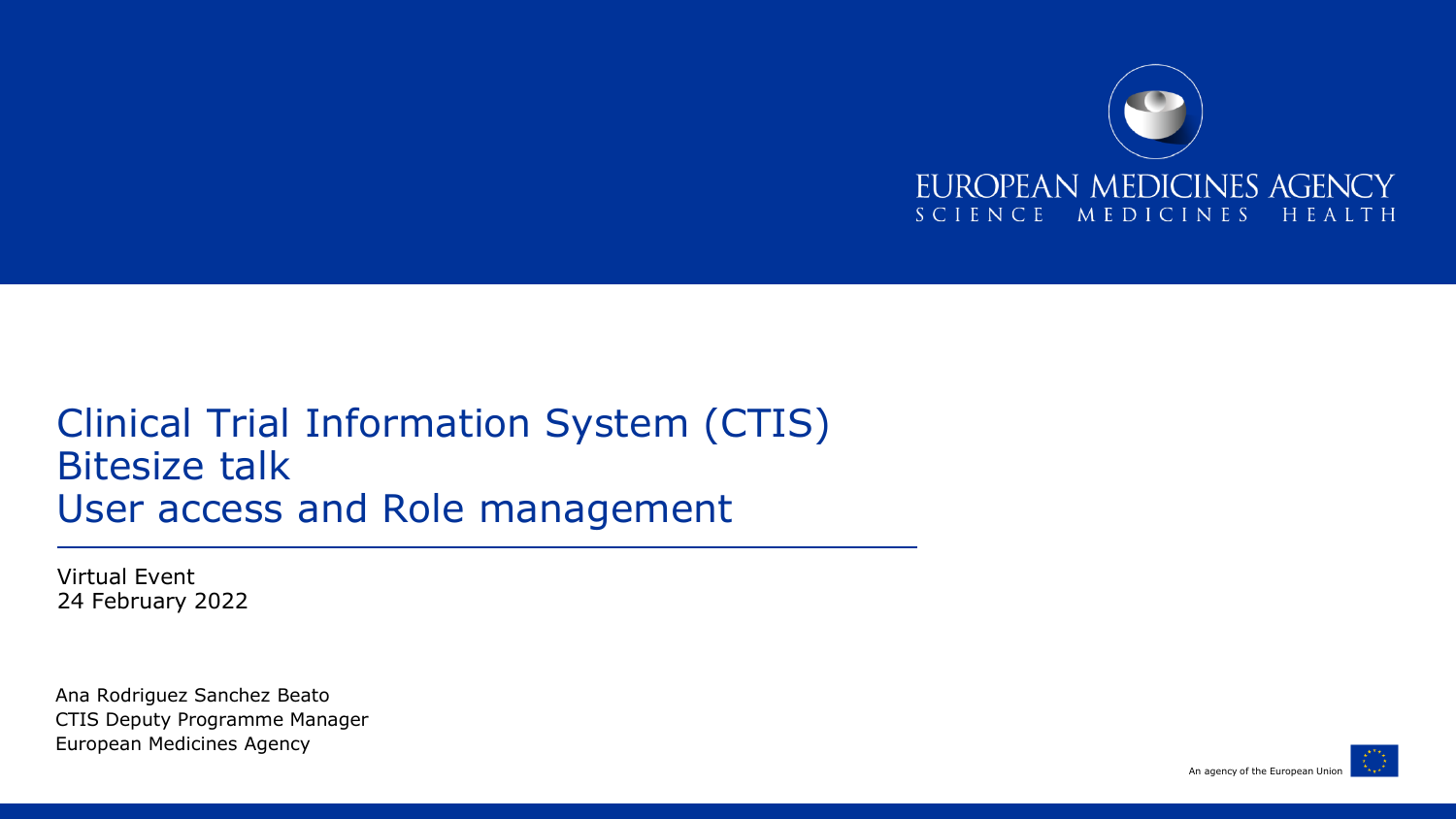EUROPEAN MEDICINES AGENCY
SCIENCE MEDICINES HEALTH

# Clinical Trial Information System (CTIS) Bitesize talk User access and Role management

Virtual Event
24 February 2022

Ana Rodriguez Sanchez Beato
CTIS Deputy Programme Manager
European Medicines Agency

An agency of the European Union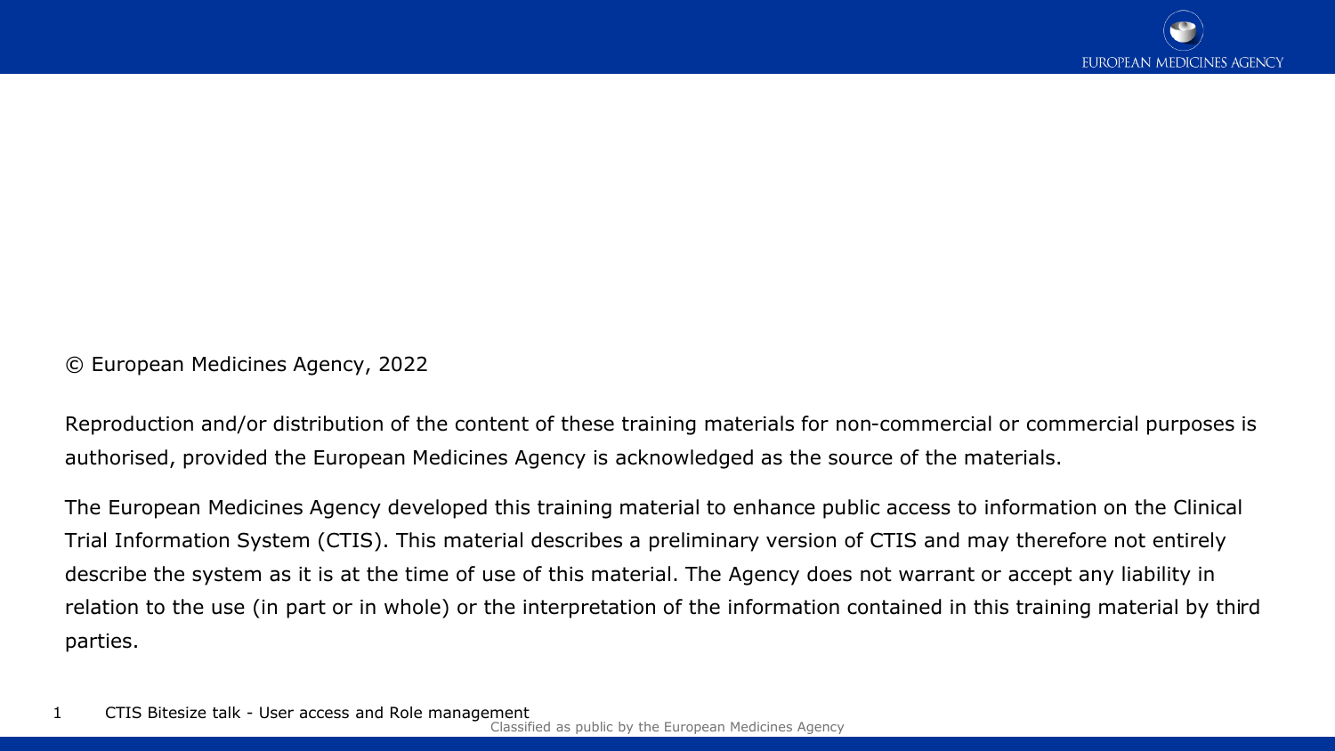© European Medicines Agency, 2022

Reproduction and/or distribution of the content of these training materials for non-commercial or commercial purposes is authorised, provided the European Medicines Agency is acknowledged as the source of the materials.

The European Medicines Agency developed this training material to enhance public access to information on the Clinical Trial Information System (CTIS). This material describes a preliminary version of CTIS and may therefore not entirely describe the system as it is at the time of use of this material. The Agency does not warrant or accept any liability in relation to the use (in part or in whole) or the interpretation of the information contained in this training material by third parties.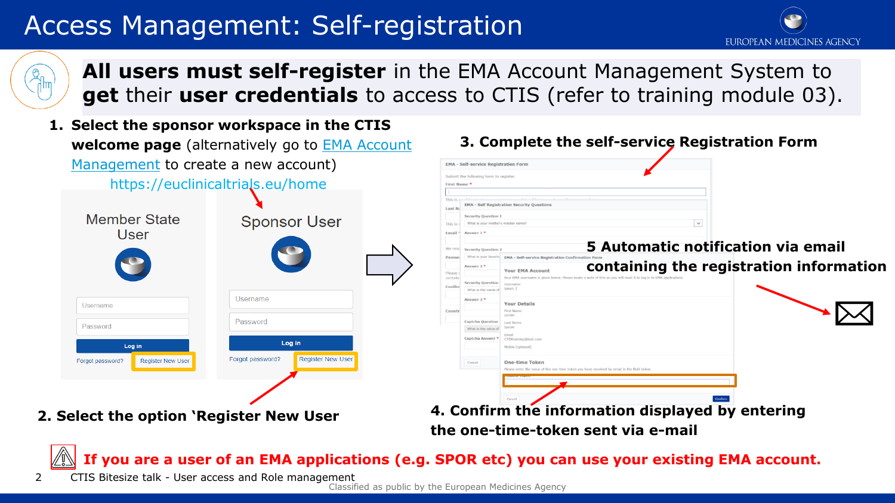# Access Management: Self-registration

**All users must self-register** in the EMA Account Management System to **get** their **user credentials** to access to CTIS (refer to training module 03).

1. **Select the sponsor workspace in the CTIS welcome page** (alternatively go to EMA Account Management to create a new account) https://euclinicaltrials.eu/home

Member State User | Sponsor User

Username / Password / Log in / Forgot password? / Register New User

2. **Select the option 'Register New User**

3. **Complete the self-service Registration Form**

4. **Confirm the information displayed by entering the one-time-token sent via e-mail**

5 **Automatic notification via email containing the registration information**

**If you are a user of an EMA applications (e.g. SPOR etc) you can use your existing EMA account.**

CTIS Bitesize talk - User access and Role management

Classified as public by the European Medicines Agency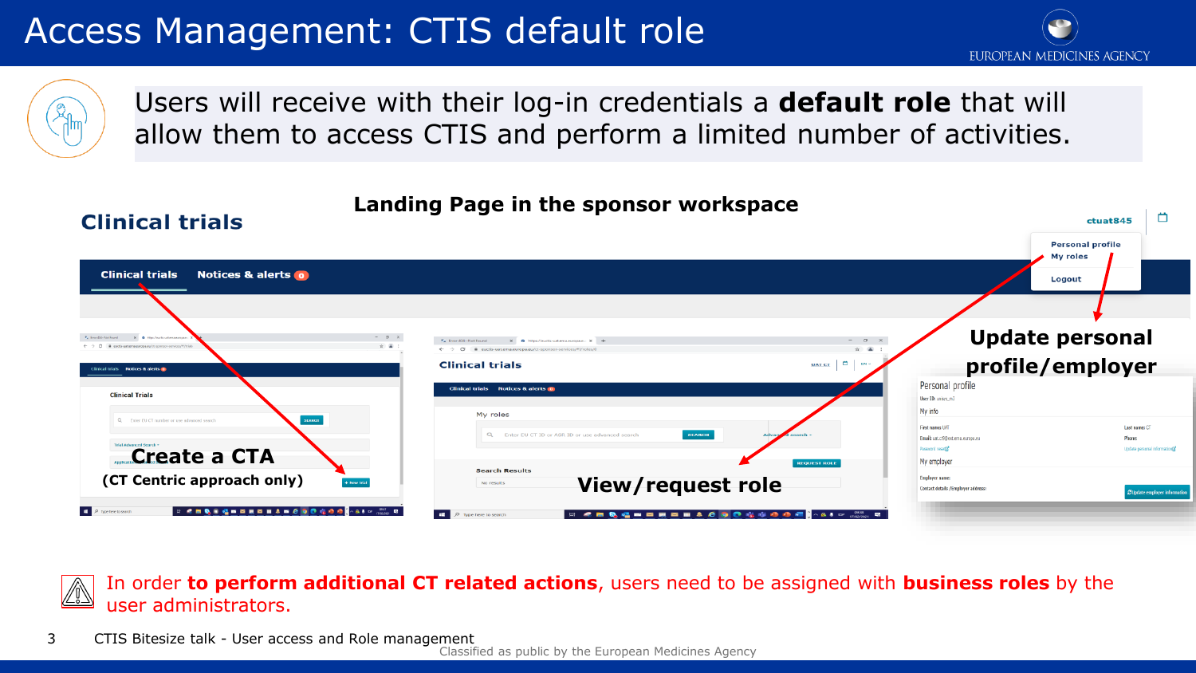# Access Management: CTIS default role

Users will receive with their log-in credentials a **default role** that will allow them to access CTIS and perform a limited number of activities.

**Landing Page in the sponsor workspace**

**Clinical trials**

ctuat845

Personal profile
My roles
Logout

Clinical trials | Notices & alerts 0

**Create a CTA**
**(CT Centric approach only)**

**View/request role**

**Update personal profile/employer**

In order **to perform additional CT related actions**, users need to be assigned with **business roles** by the user administrators.

CTIS Bitesize talk - User access and Role management

Classified as public by the European Medicines Agency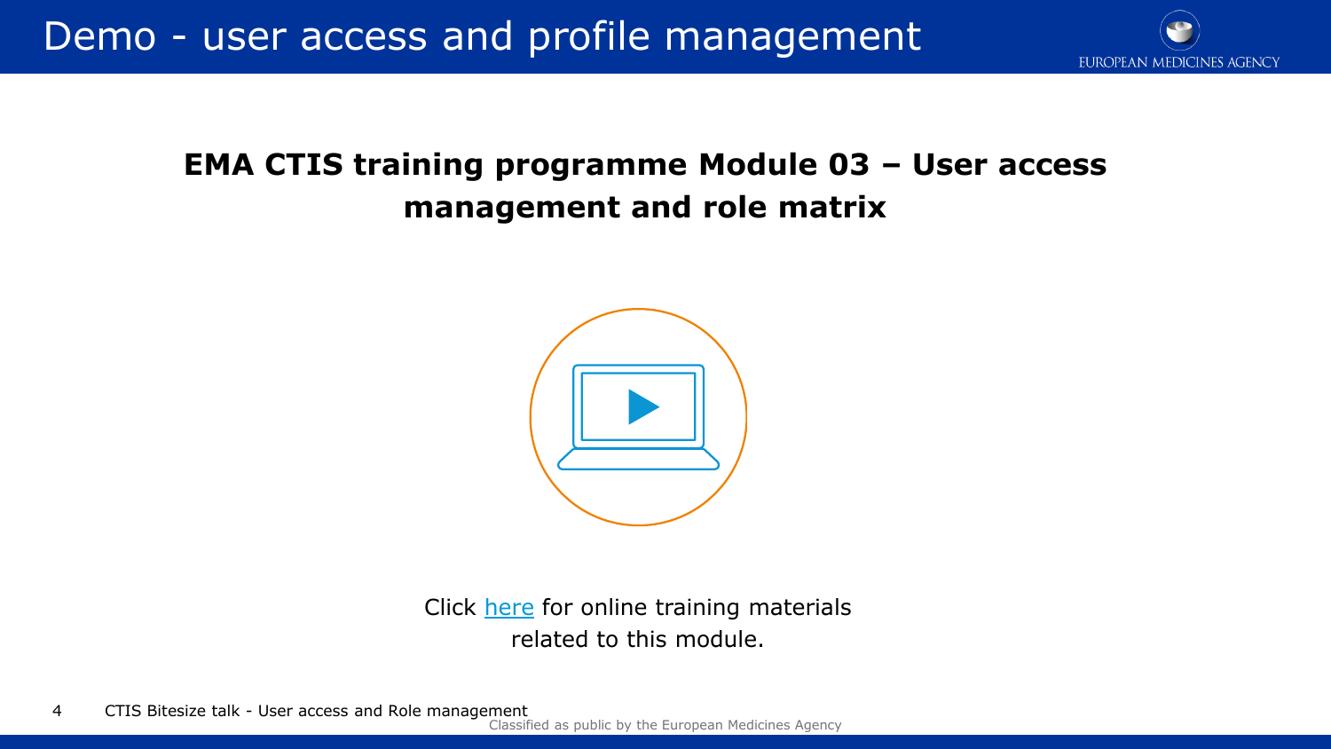# Demo - user access and profile management

**EMA CTIS training programme Module 03 – User access management and role matrix**

Click here for online training materials related to this module.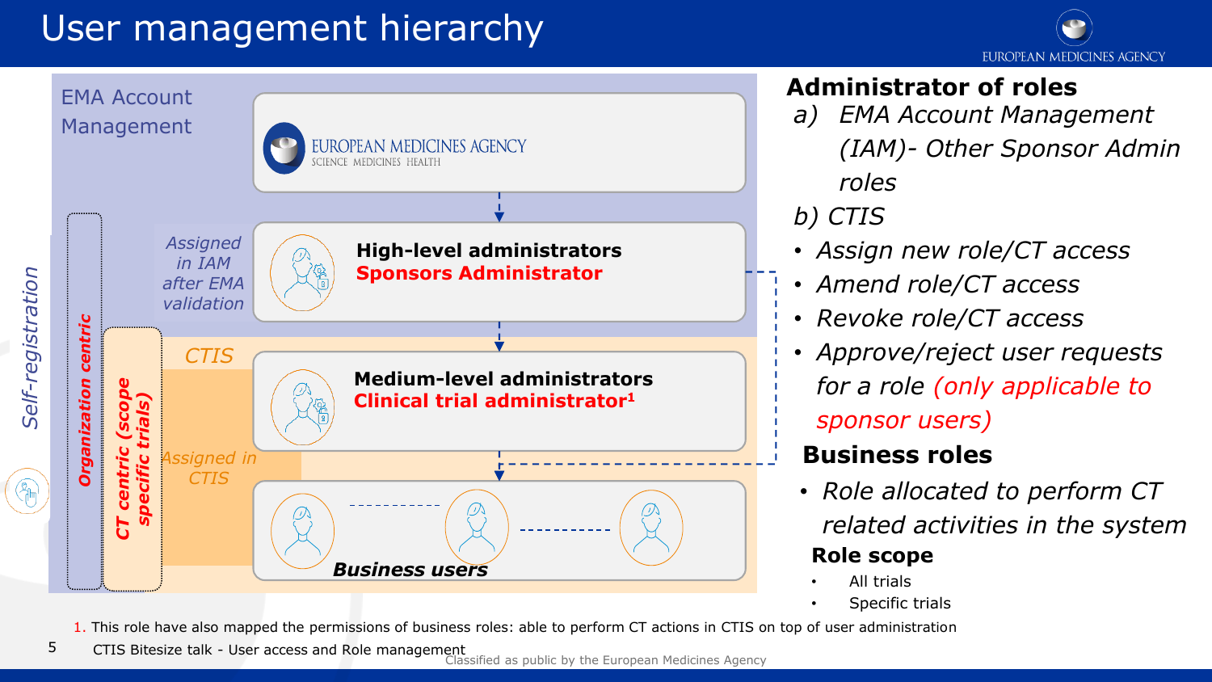# User management hierarchy

EMA Account Management

EUROPEAN MEDICINES AGENCY
SCIENCE MEDICINES HEALTH

*Self-registration*

*Organization centric*

*CT centric (scope specific trials)*

*Assigned in IAM after EMA validation*

**High-level administrators**
**Sponsors Administrator**

*CTIS*

**Medium-level administrators**
**Clinical trial administrator[1]**

*Assigned in CTIS*

***Business users***

**Administrator of roles**

a) *EMA Account Management (IAM)- Other Sponsor Admin roles*

b) *CTIS*

- *Assign new role/CT access*
- *Amend role/CT access*
- *Revoke role/CT access*
- *Approve/reject user requests for a role (only applicable to sponsor users)*

**Business roles**

- *Role allocated to perform CT related activities in the system*

**Role scope**

- All trials
- Specific trials

1. This role have also mapped the permissions of business roles: able to perform CT actions in CTIS on top of user administration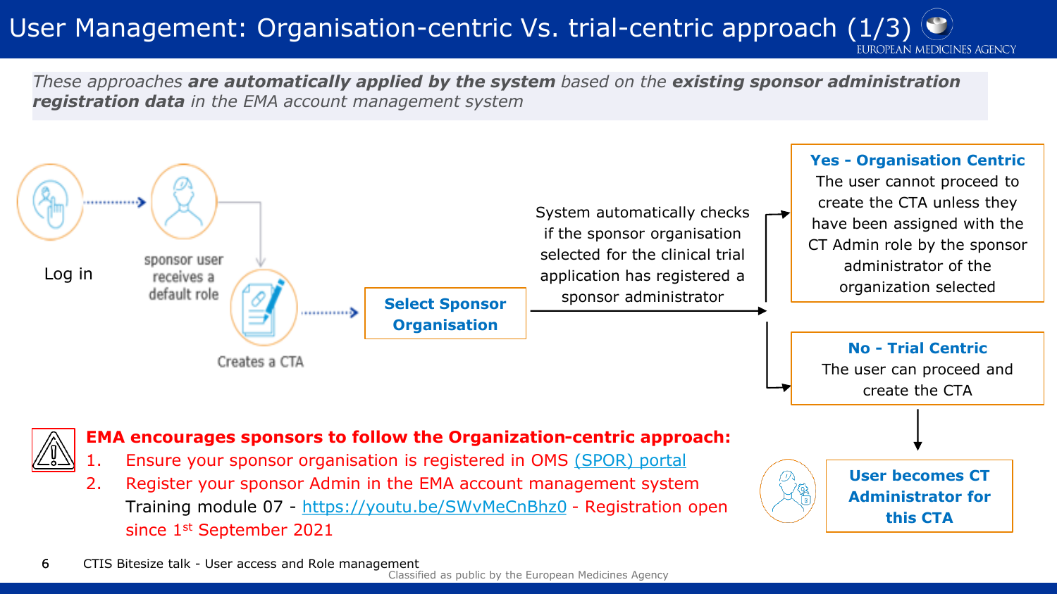# User Management: Organisation-centric Vs. trial-centric approach (1/3)

*These approaches **are automatically applied by the system** based on the **existing sponsor administration registration data** in the EMA account management system*

Log in

sponsor user receives a default role

Creates a CTA

**Select Sponsor Organisation**

System automatically checks if the sponsor organisation selected for the clinical trial application has registered a sponsor administrator

**Yes - Organisation Centric**
The user cannot proceed to create the CTA unless they have been assigned with the CT Admin role by the sponsor administrator of the organization selected

**No - Trial Centric**
The user can proceed and create the CTA

**User becomes CT Administrator for this CTA**

**EMA encourages sponsors to follow the Organization-centric approach:**

1. Ensure your sponsor organisation is registered in OMS (SPOR) portal
2. Register your sponsor Admin in the EMA account management system Training module 07 - https://youtu.be/SWvMeCnBhz0 - Registration open since 1st September 2021

CTIS Bitesize talk - User access and Role management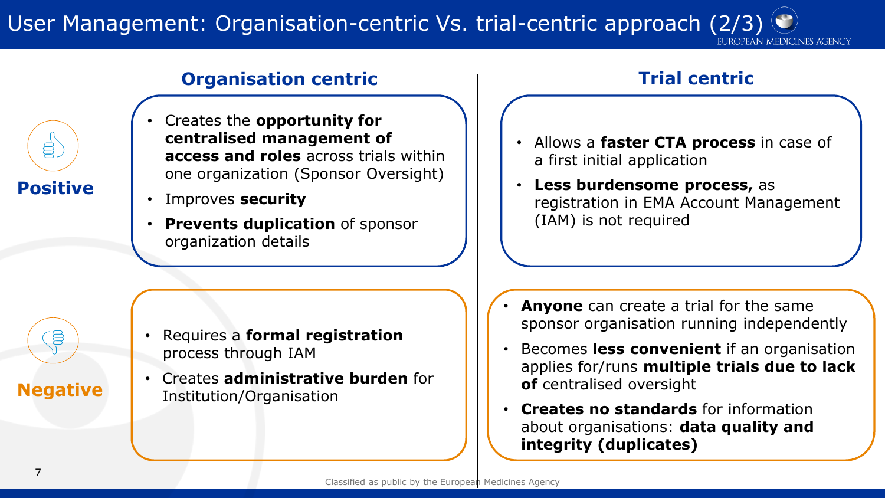# User Management: Organisation-centric Vs. trial-centric approach (2/3)

| | Organisation centric | Trial centric |
|---|---|---|
| **Positive** | • Creates the **opportunity for centralised management of access and roles** across trials within one organization (Sponsor Oversight)<br>• Improves **security**<br>• **Prevents duplication** of sponsor organization details | • Allows a **faster CTA process** in case of a first initial application<br>• **Less burdensome process,** as registration in EMA Account Management (IAM) is not required |
| **Negative** | • Requires a **formal registration** process through IAM<br>• Creates **administrative burden** for Institution/Organisation | • **Anyone** can create a trial for the same sponsor organisation running independently<br>• Becomes **less convenient** if an organisation applies for/runs **multiple trials due to lack of** centralised oversight<br>• **Creates no standards** for information about organisations: **data quality and integrity (duplicates)** |

Classified as public by the European Medicines Agency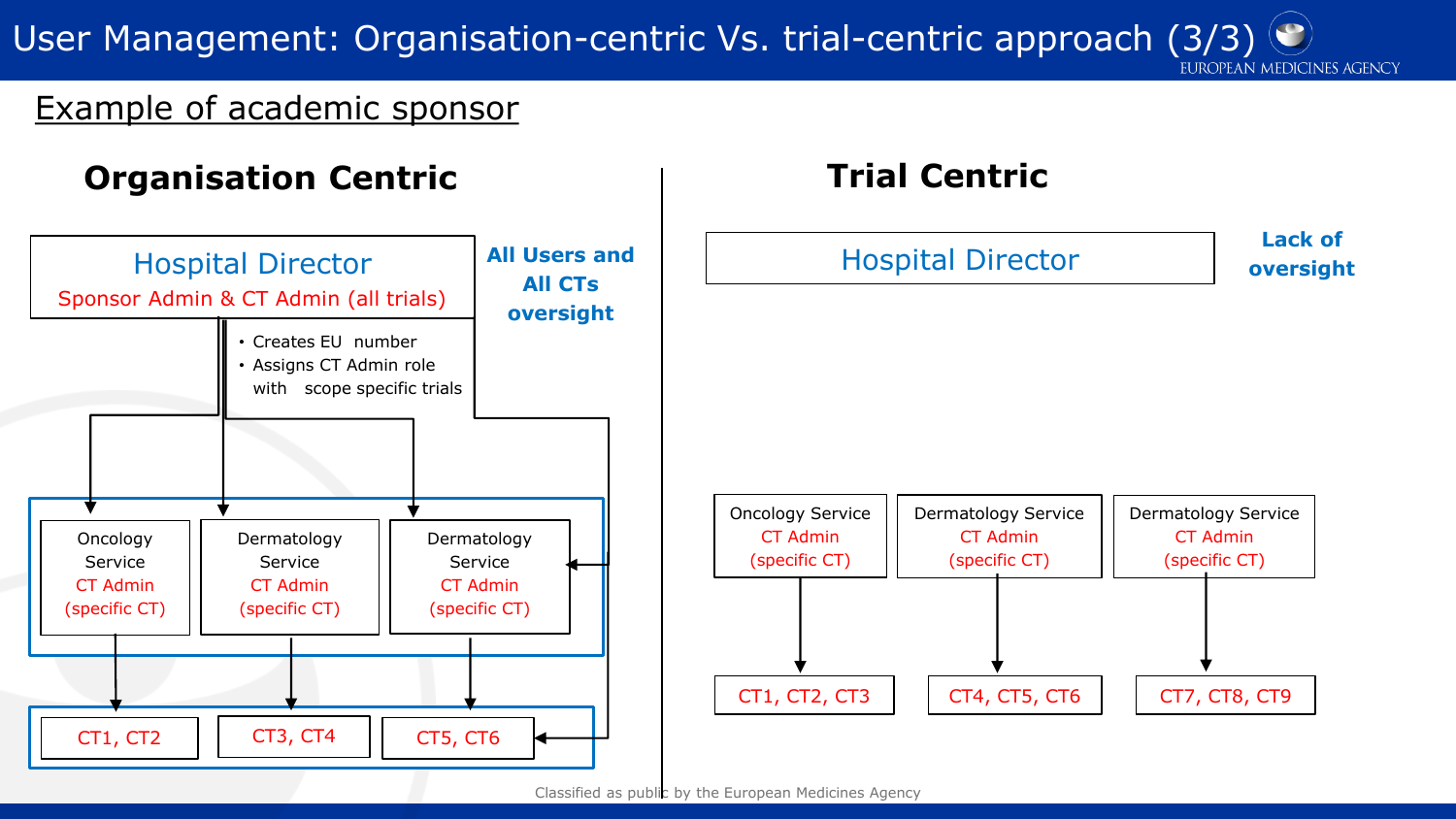# User Management: Organisation-centric Vs. trial-centric approach (3/3)

## Example of academic sponsor

### Organisation Centric

**Hospital Director**
Sponsor Admin & CT Admin (all trials)

**All Users and All CTs oversight**

- Creates EU number
- Assigns CT Admin role with scope specific trials

| Oncology Service | Dermatology Service | Dermatology Service |
|---|---|---|
| CT Admin (specific CT) | CT Admin (specific CT) | CT Admin (specific CT) |
| CT1, CT2 | CT3, CT4 | CT5, CT6 |

### Trial Centric

**Hospital Director**

**Lack of oversight**

| Oncology Service | Dermatology Service | Dermatology Service |
|---|---|---|
| CT Admin (specific CT) | CT Admin (specific CT) | CT Admin (specific CT) |
| CT1, CT2, CT3 | CT4, CT5, CT6 | CT7, CT8, CT9 |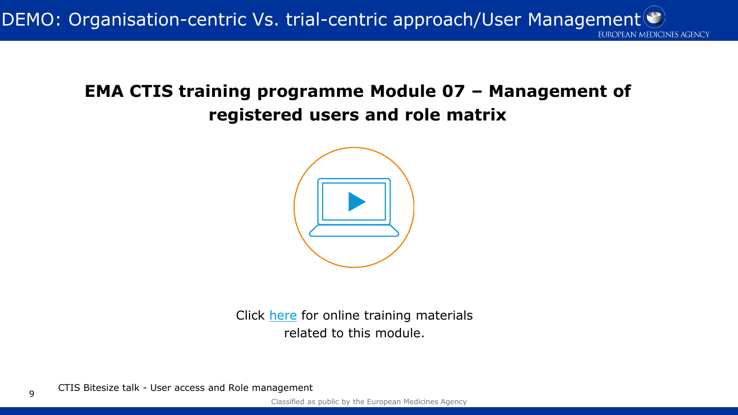# DEMO: Organisation-centric Vs. trial-centric approach/User Management

**EMA CTIS training programme Module 07 – Management of registered users and role matrix**

Click here for online training materials related to this module.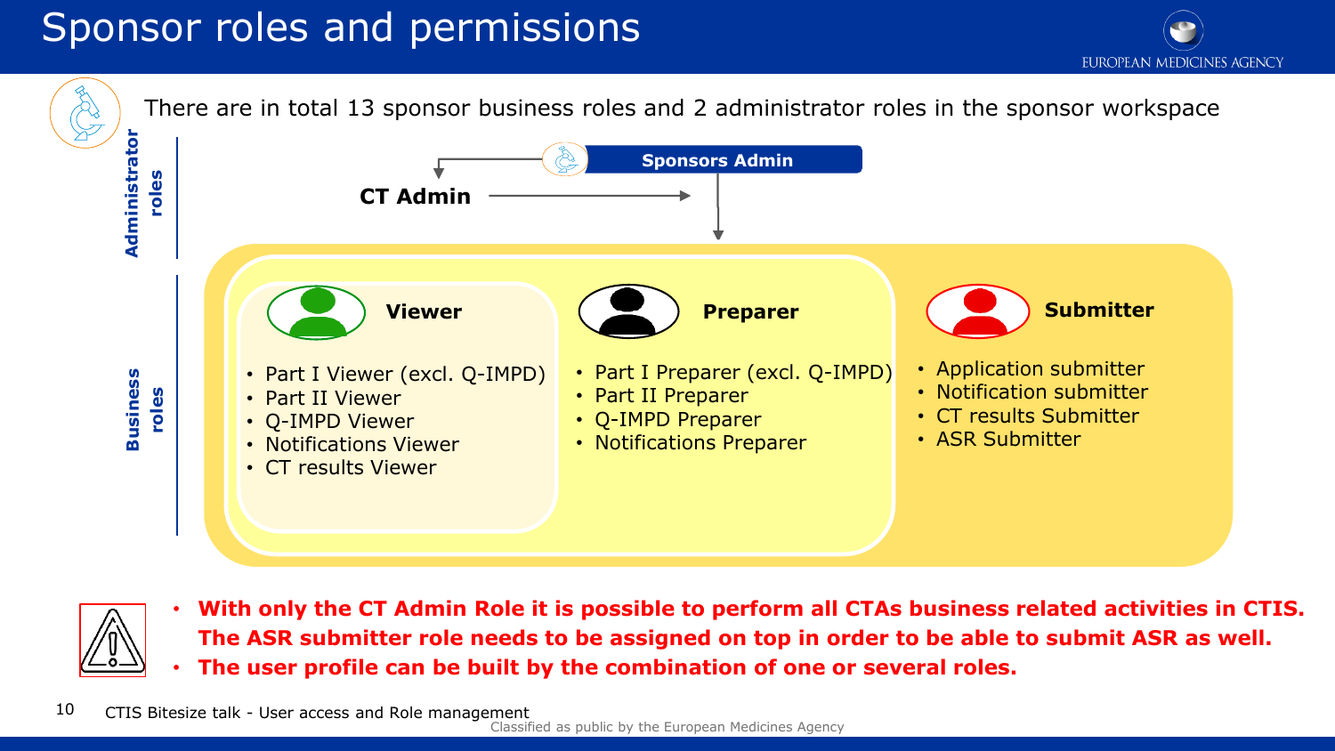# Sponsor roles and permissions

There are in total 13 sponsor business roles and 2 administrator roles in the sponsor workspace

**Administrator roles**

- **Sponsors Admin**
- **CT Admin**

**Business roles**

**Viewer**

- Part I Viewer (excl. Q-IMPD)
- Part II Viewer
- Q-IMPD Viewer
- Notifications Viewer
- CT results Viewer

**Preparer**

- Part I Preparer (excl. Q-IMPD)
- Part II Preparer
- Q-IMPD Preparer
- Notifications Preparer

**Submitter**

- Application submitter
- Notification submitter
- CT results Submitter
- ASR Submitter

- **With only the CT Admin Role it is possible to perform all CTAs business related activities in CTIS. The ASR submitter role needs to be assigned on top in order to be able to submit ASR as well.**
- **The user profile can be built by the combination of one or several roles.**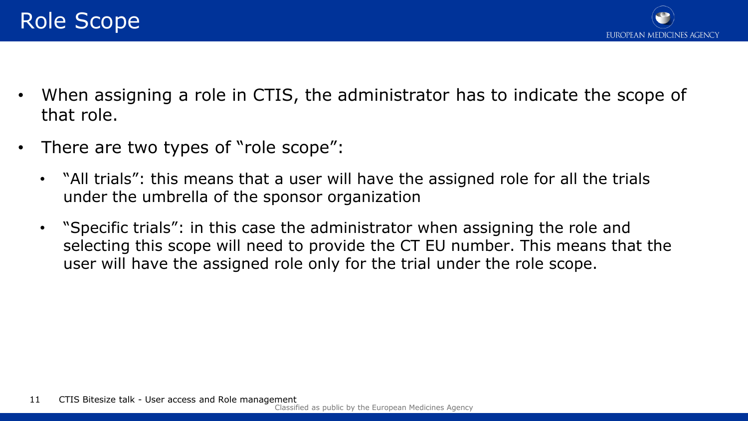# Role Scope

- When assigning a role in CTIS, the administrator has to indicate the scope of that role.
- There are two types of "role scope":
  - "All trials": this means that a user will have the assigned role for all the trials under the umbrella of the sponsor organization
  - "Specific trials": in this case the administrator when assigning the role and selecting this scope will need to provide the CT EU number. This means that the user will have the assigned role only for the trial under the role scope.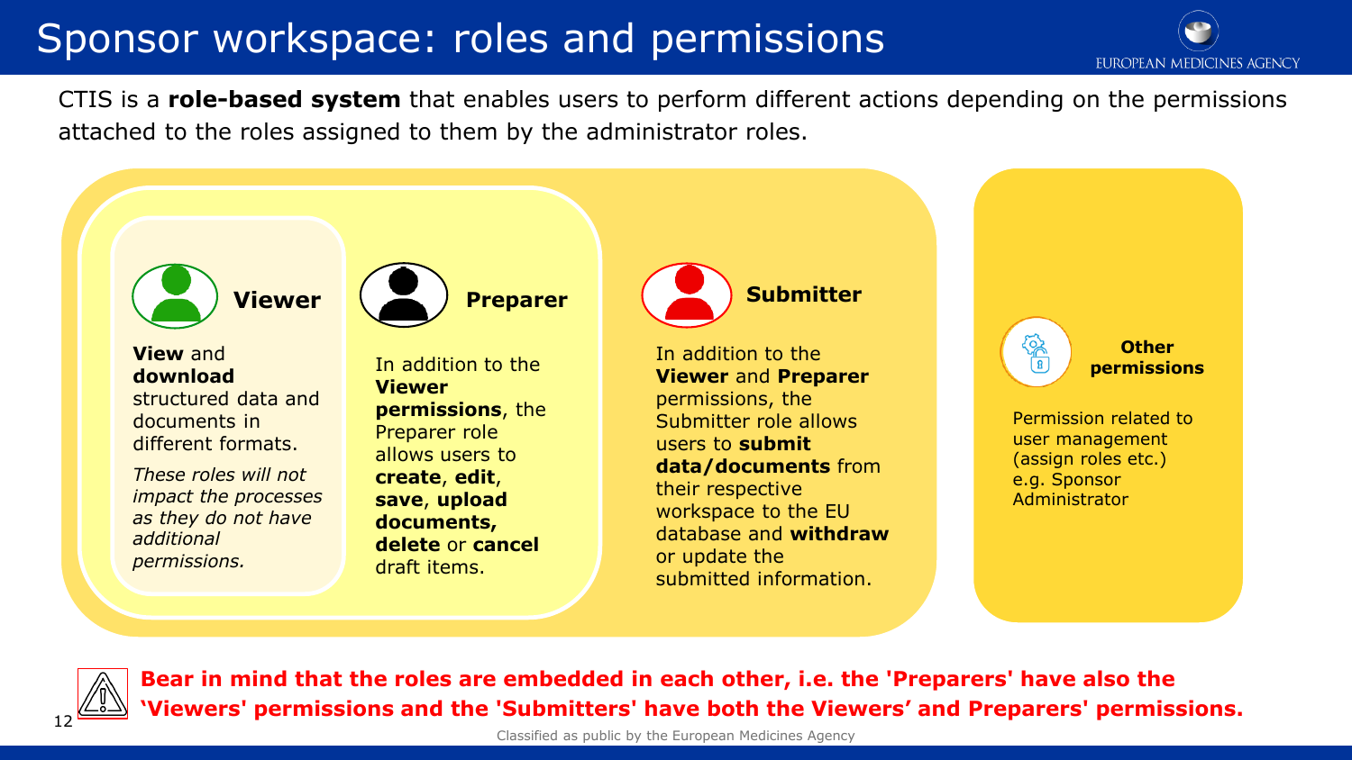# Sponsor workspace: roles and permissions

CTIS is a **role-based system** that enables users to perform different actions depending on the permissions attached to the roles assigned to them by the administrator roles.

### Viewer

**View** and **download** structured data and documents in different formats.

*These roles will not impact the processes as they do not have additional permissions.*

### Preparer

In addition to the **Viewer permissions**, the Preparer role allows users to **create**, **edit**, **save**, **upload documents, delete** or **cancel** draft items.

### Submitter

In addition to the **Viewer** and **Preparer** permissions, the Submitter role allows users to **submit data/documents** from their respective workspace to the EU database and **withdraw** or update the submitted information.

### Other permissions

Permission related to user management (assign roles etc.) e.g. Sponsor Administrator

**Bear in mind that the roles are embedded in each other, i.e. the 'Preparers' have also the 'Viewers' permissions and the 'Submitters' have both the Viewers' and Preparers' permissions.**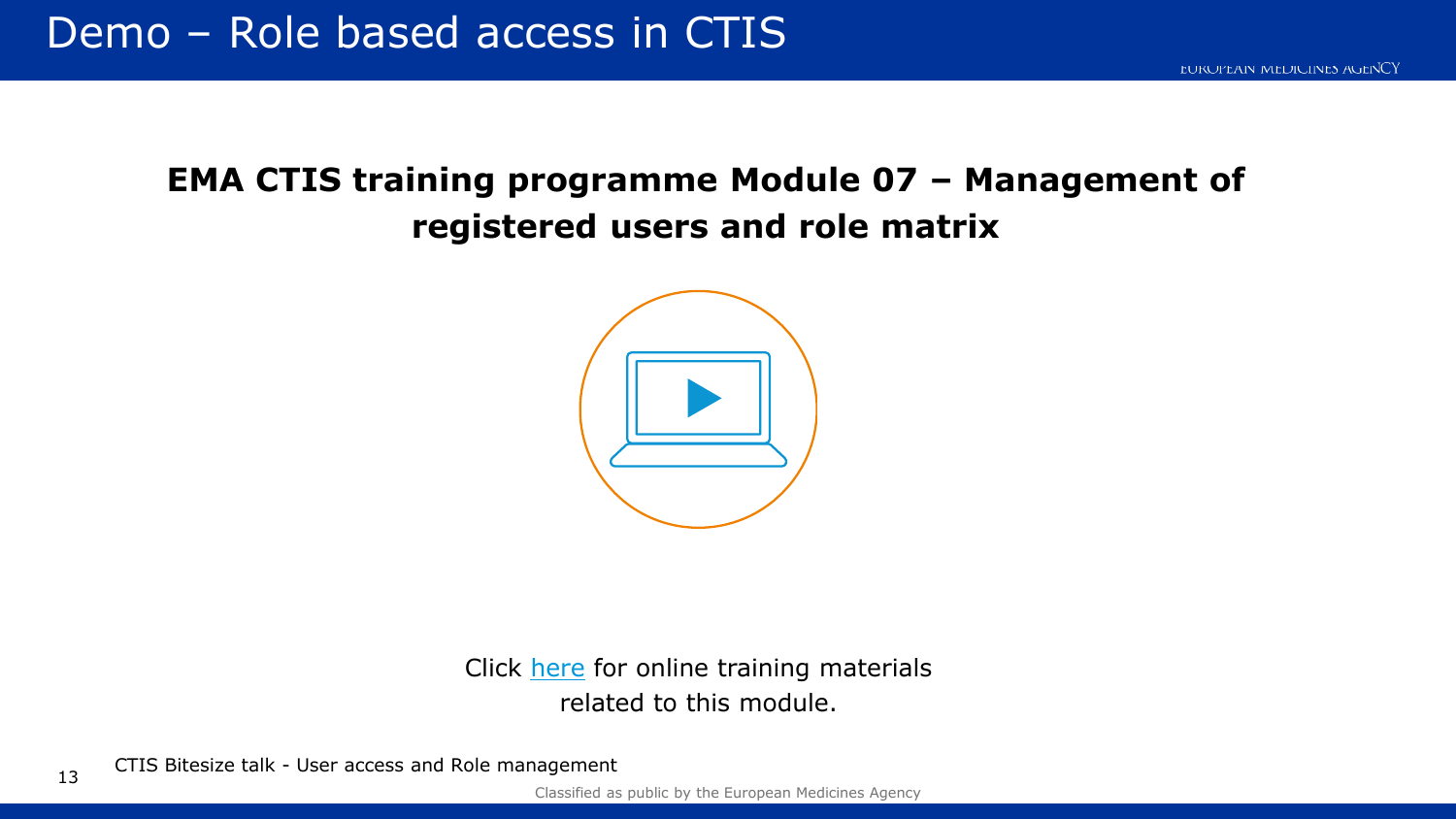# Demo – Role based access in CTIS

**EMA CTIS training programme Module 07 – Management of registered users and role matrix**

Click here for online training materials related to this module.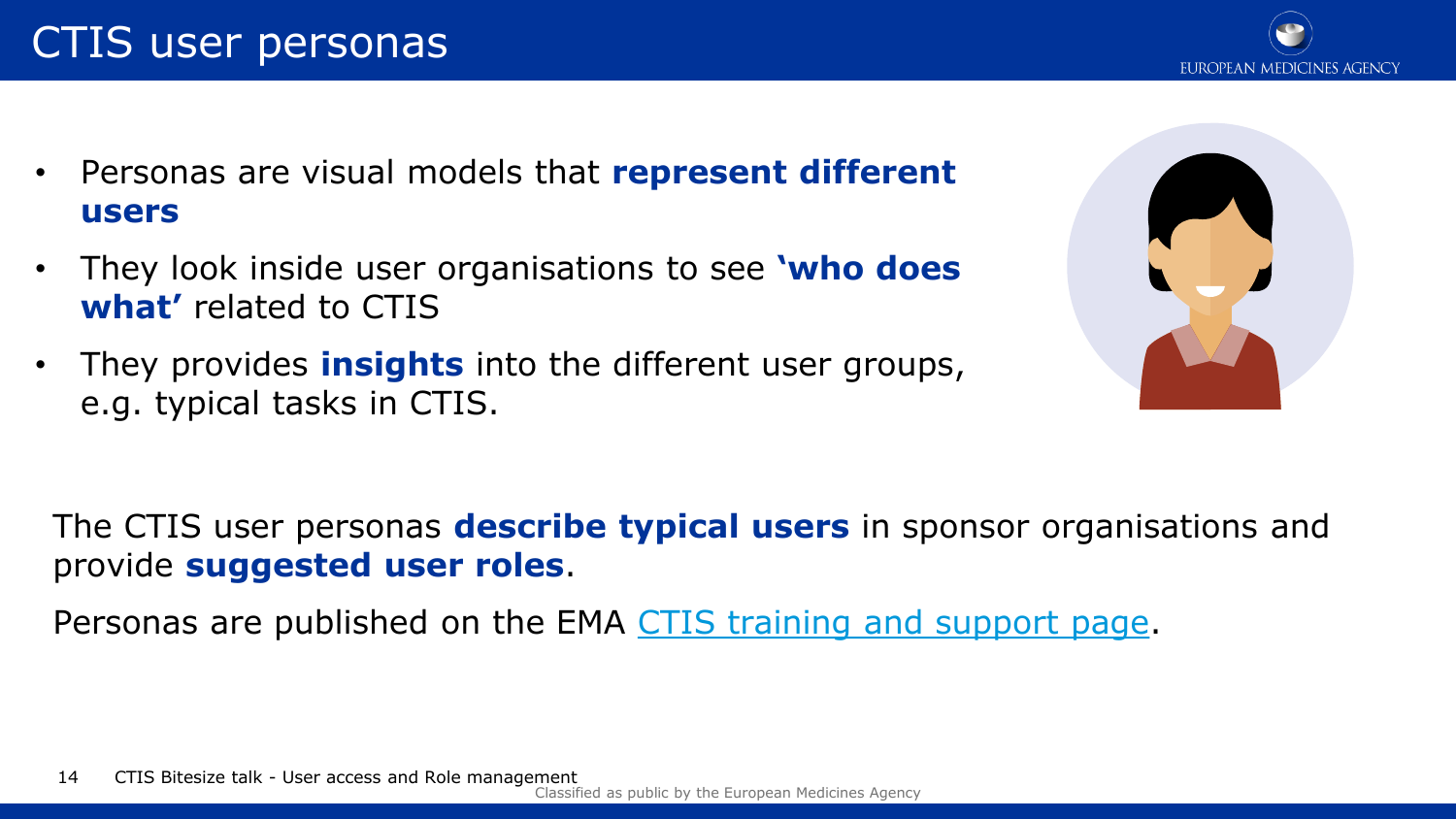# CTIS user personas

- Personas are visual models that **represent different users**
- They look inside user organisations to see **'who does what'** related to CTIS
- They provides **insights** into the different user groups, e.g. typical tasks in CTIS.

The CTIS user personas **describe typical users** in sponsor organisations and provide **suggested user roles**.

Personas are published on the EMA [CTIS training and support page](CTIS training and support page).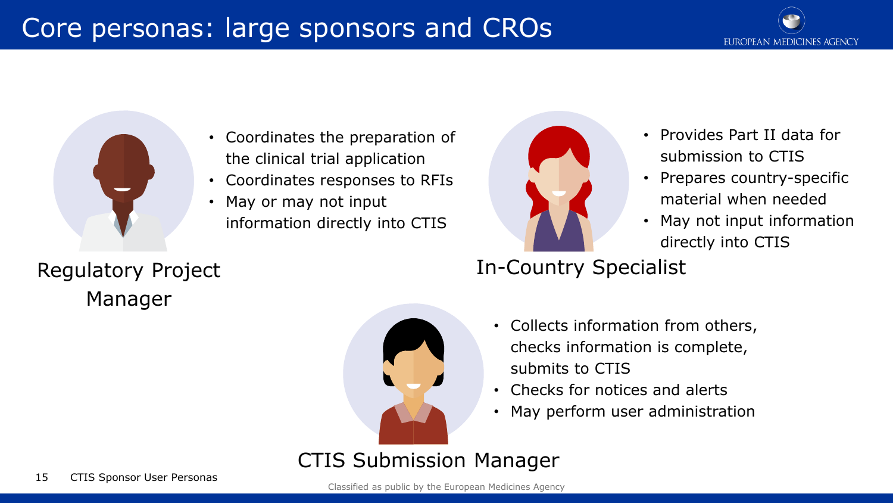# Core personas: large sponsors and CROs

## Regulatory Project Manager

- Coordinates the preparation of the clinical trial application
- Coordinates responses to RFIs
- May or may not input information directly into CTIS

## In-Country Specialist

- Provides Part II data for submission to CTIS
- Prepares country-specific material when needed
- May not input information directly into CTIS

## CTIS Submission Manager

- Collects information from others, checks information is complete, submits to CTIS
- Checks for notices and alerts
- May perform user administration

Classified as public by the European Medicines Agency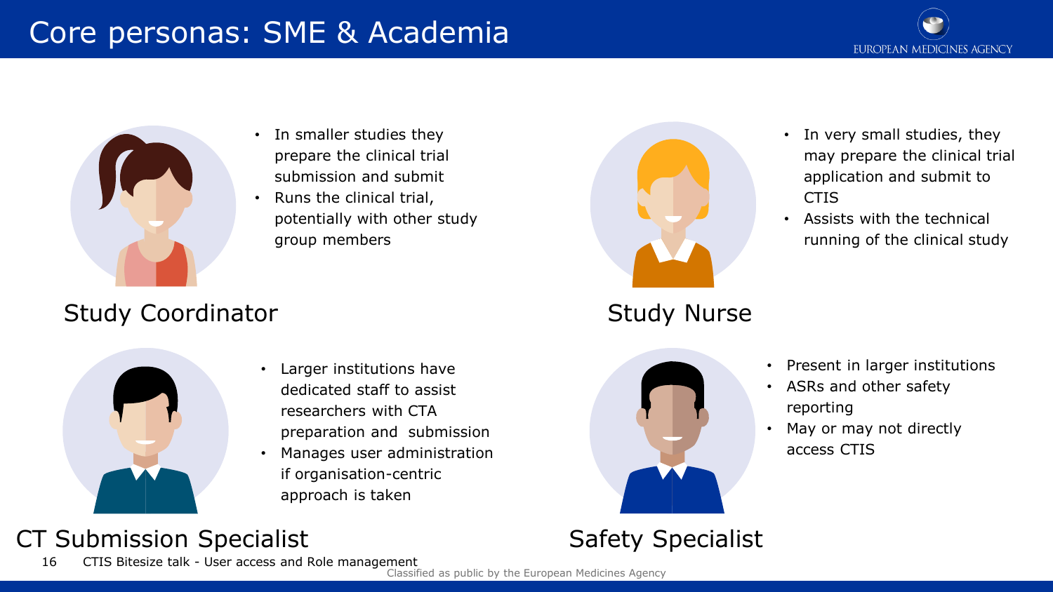# Core personas: SME & Academia

## Study Coordinator

- In smaller studies they prepare the clinical trial submission and submit
- Runs the clinical trial, potentially with other study group members

## Study Nurse

- In very small studies, they may prepare the clinical trial application and submit to CTIS
- Assists with the technical running of the clinical study

## CT Submission Specialist

- Larger institutions have dedicated staff to assist researchers with CTA preparation and submission
- Manages user administration if organisation-centric approach is taken

## Safety Specialist

- Present in larger institutions
- ASRs and other safety reporting
- May or may not directly access CTIS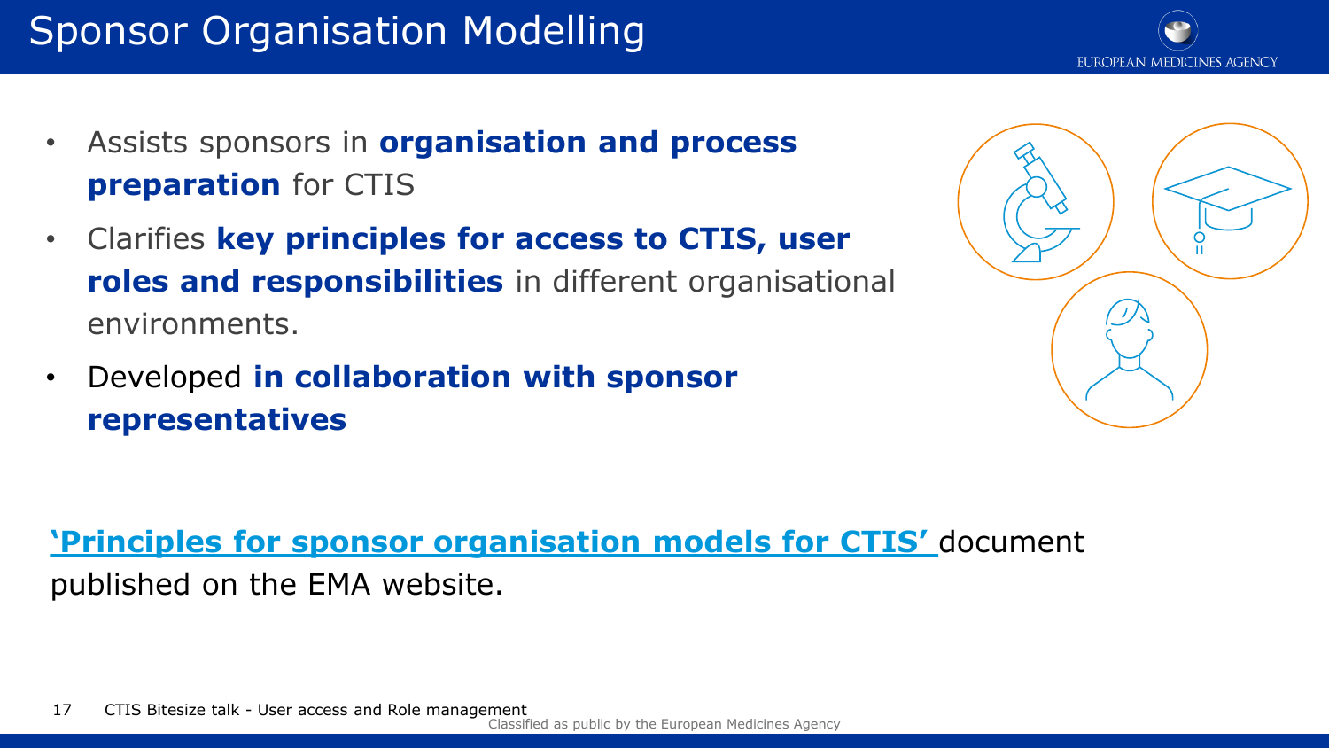# Sponsor Organisation Modelling

- Assists sponsors in **organisation and process preparation** for CTIS
- Clarifies **key principles for access to CTIS, user roles and responsibilities** in different organisational environments.
- Developed **in collaboration with sponsor representatives**

**'Principles for sponsor organisation models for CTIS'** document published on the EMA website.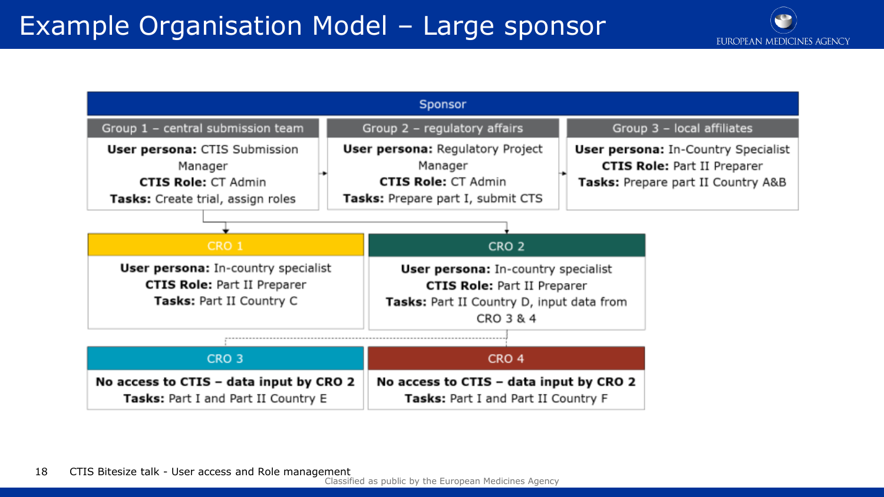# Example Organisation Model – Large sponsor

**Sponsor**

**Group 1 – central submission team**

**User persona:** CTIS Submission Manager
**CTIS Role:** CT Admin
**Tasks:** Create trial, assign roles

**Group 2 – regulatory affairs**

**User persona:** Regulatory Project Manager
**CTIS Role:** CT Admin
**Tasks:** Prepare part I, submit CTS

**Group 3 – local affiliates**

**User persona:** In-Country Specialist
**CTIS Role:** Part II Preparer
**Tasks:** Prepare part II Country A&B

**CRO 1**

**User persona:** In-country specialist
**CTIS Role:** Part II Preparer
**Tasks:** Part II Country C

**CRO 2**

**User persona:** In-country specialist
**CTIS Role:** Part II Preparer
**Tasks:** Part II Country D, input data from CRO 3 & 4

**CRO 3**

**No access to CTIS – data input by CRO 2**
**Tasks:** Part I and Part II Country E

**CRO 4**

**No access to CTIS – data input by CRO 2**
**Tasks:** Part I and Part II Country F

CTIS Bitesize talk - User access and Role management

Classified as public by the European Medicines Agency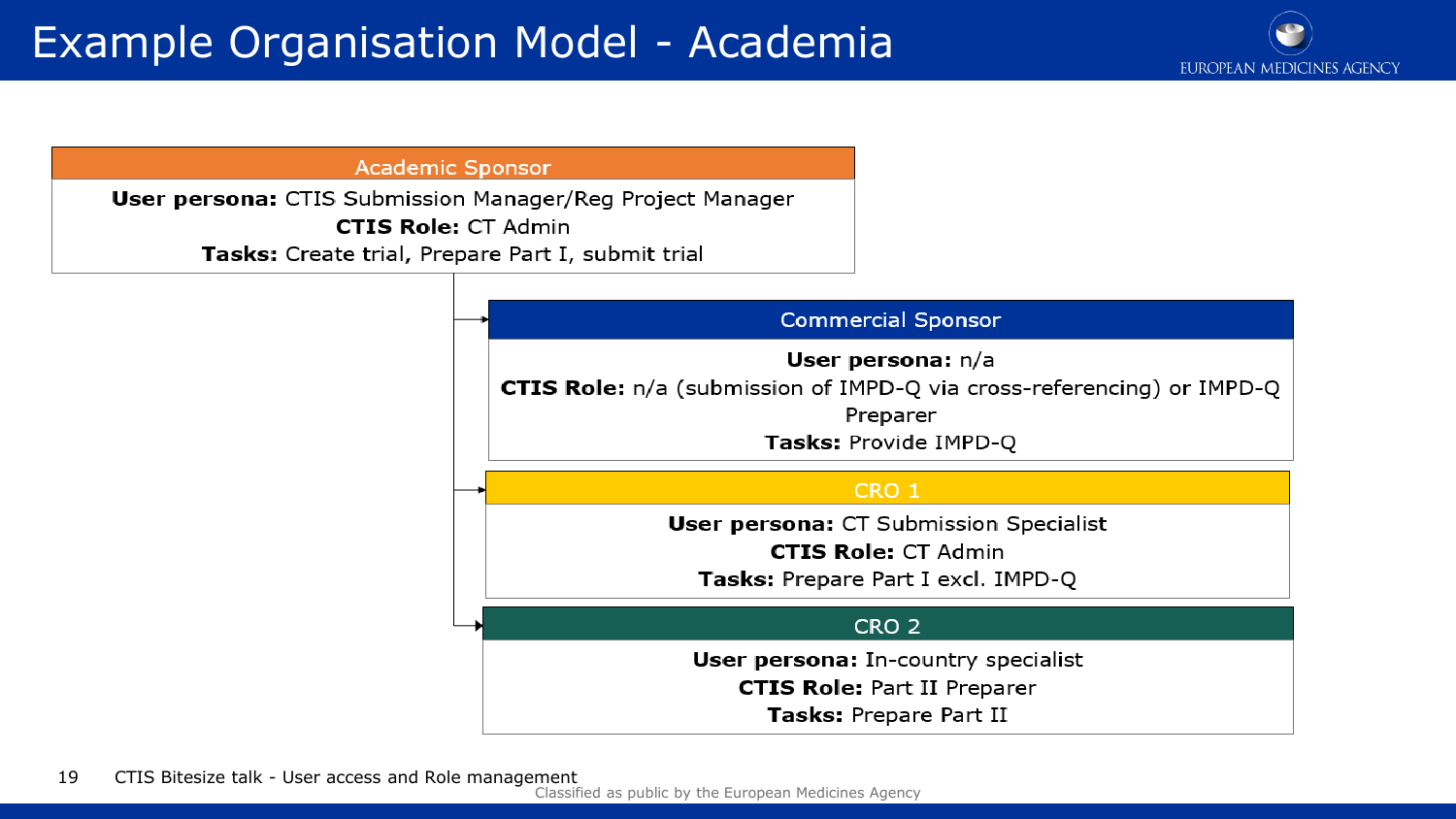# Example Organisation Model - Academia

### Academic Sponsor

**User persona:** CTIS Submission Manager/Reg Project Manager
**CTIS Role:** CT Admin
**Tasks:** Create trial, Prepare Part I, submit trial

### Commercial Sponsor

**User persona:** n/a
**CTIS Role:** n/a (submission of IMPD-Q via cross-referencing) or IMPD-Q Preparer
**Tasks:** Provide IMPD-Q

### CRO 1

**User persona:** CT Submission Specialist
**CTIS Role:** CT Admin
**Tasks:** Prepare Part I excl. IMPD-Q

### CRO 2

**User persona:** In-country specialist
**CTIS Role:** Part II Preparer
**Tasks:** Prepare Part II

CTIS Bitesize talk - User access and Role management

Classified as public by the European Medicines Agency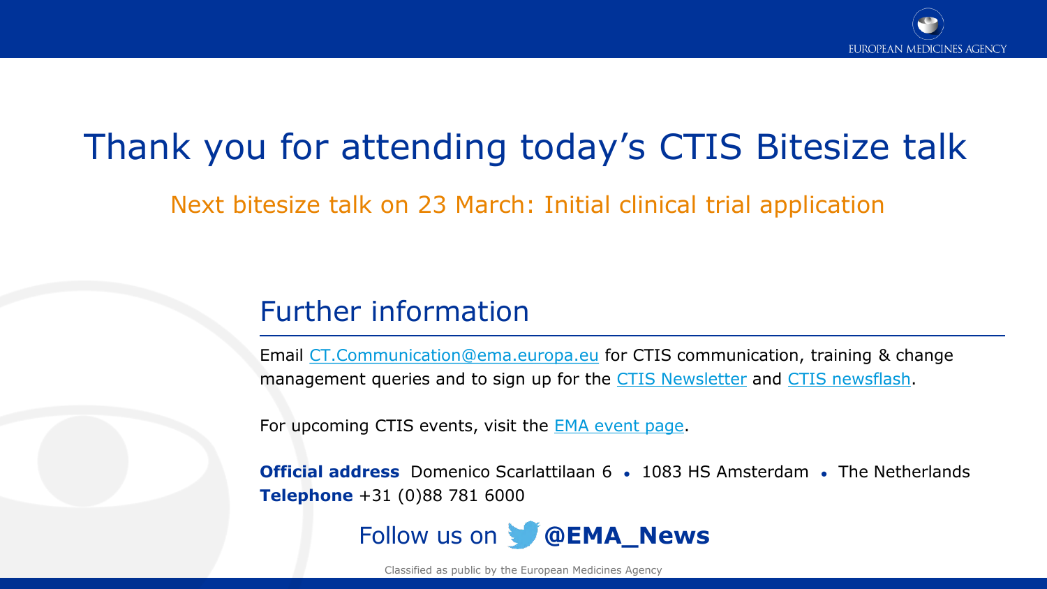# Thank you for attending today's CTIS Bitesize talk

Next bitesize talk on 23 March: Initial clinical trial application

## Further information

Email CT.Communication@ema.europa.eu for CTIS communication, training & change management queries and to sign up for the CTIS Newsletter and CTIS newsflash.

For upcoming CTIS events, visit the EMA event page.

**Official address** Domenico Scarlattilaan 6 • 1083 HS Amsterdam • The Netherlands
**Telephone** +31 (0)88 781 6000

Follow us on **@EMA_News**

Classified as public by the European Medicines Agency